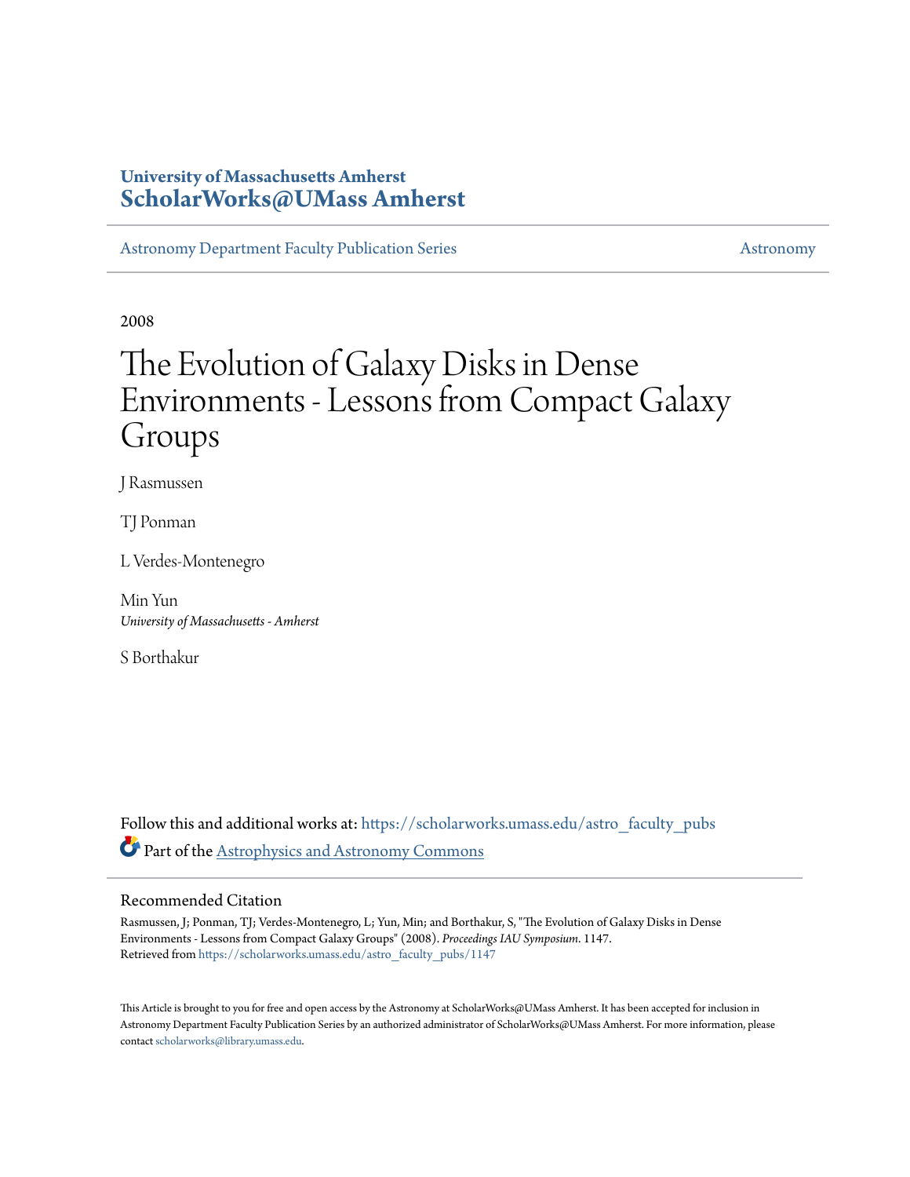University of Massachusetts Amherst
**ScholarWorks@UMass Amherst**

Astronomy Department Faculty Publication Series | Astronomy

2008

# The Evolution of Galaxy Disks in Dense Environments - Lessons from Compact Galaxy Groups

J Rasmussen

TJ Ponman

L Verdes-Montenegro

Min Yun
*University of Massachusetts - Amherst*

S Borthakur

Follow this and additional works at: https://scholarworks.umass.edu/astro_faculty_pubs

Part of the Astrophysics and Astronomy Commons

## Recommended Citation

Rasmussen, J; Ponman, TJ; Verdes-Montenegro, L; Yun, Min; and Borthakur, S, "The Evolution of Galaxy Disks in Dense Environments - Lessons from Compact Galaxy Groups" (2008). *Proceedings IAU Symposium*. 1147.
Retrieved from https://scholarworks.umass.edu/astro_faculty_pubs/1147

This Article is brought to you for free and open access by the Astronomy at ScholarWorks@UMass Amherst. It has been accepted for inclusion in Astronomy Department Faculty Publication Series by an authorized administrator of ScholarWorks@UMass Amherst. For more information, please contact scholarworks@library.umass.edu.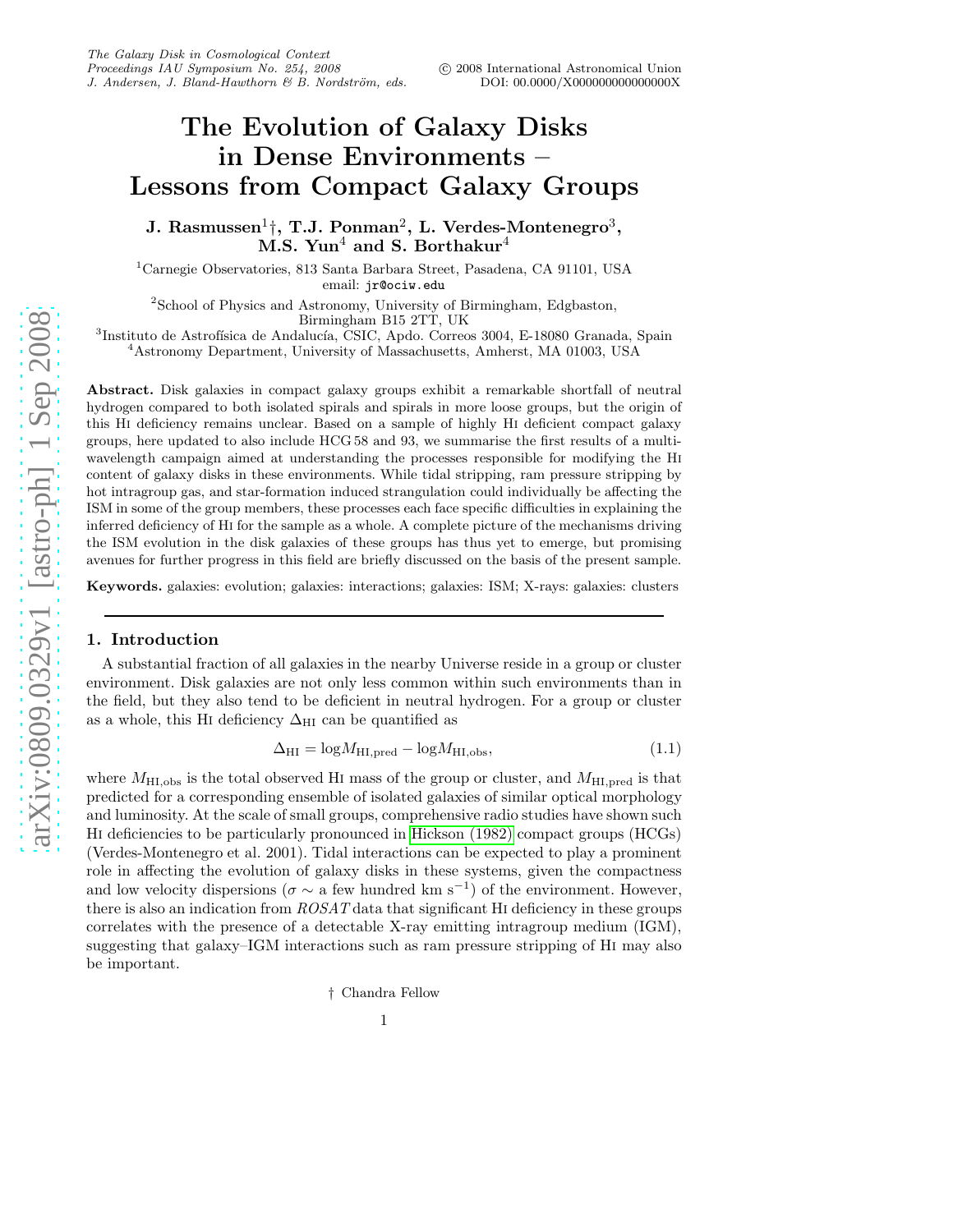# The Evolution of Galaxy Disks in Dense Environments – Lessons from Compact Galaxy Groups

**J. Rasmussen[1]†, T.J. Ponman[2], L. Verdes-Montenegro[3], M.S. Yun[4] and S. Borthakur[4]**

[1]Carnegie Observatories, 813 Santa Barbara Street, Pasadena, CA 91101, USA
email: jr@ociw.edu

[2]School of Physics and Astronomy, University of Birmingham, Edgbaston, Birmingham B15 2TT, UK

[3]Instituto de Astrofísica de Andalucía, CSIC, Apdo. Correos 3004, E-18080 Granada, Spain

[4]Astronomy Department, University of Massachusetts, Amherst, MA 01003, USA

**Abstract.** Disk galaxies in compact galaxy groups exhibit a remarkable shortfall of neutral hydrogen compared to both isolated spirals and spirals in more loose groups, but the origin of this HI deficiency remains unclear. Based on a sample of highly HI deficient compact galaxy groups, here updated to also include HCG 58 and 93, we summarise the first results of a multi-wavelength campaign aimed at understanding the processes responsible for modifying the HI content of galaxy disks in these environments. While tidal stripping, ram pressure stripping by hot intragroup gas, and star-formation induced strangulation could individually be affecting the ISM in some of the group members, these processes each face specific difficulties in explaining the inferred deficiency of HI for the sample as a whole. A complete picture of the mechanisms driving the ISM evolution in the disk galaxies of these groups has thus yet to emerge, but promising avenues for further progress in this field are briefly discussed on the basis of the present sample.

**Keywords.** galaxies: evolution; galaxies: interactions; galaxies: ISM; X-rays: galaxies: clusters

## 1. Introduction

A substantial fraction of all galaxies in the nearby Universe reside in a group or cluster environment. Disk galaxies are not only less common within such environments than in the field, but they also tend to be deficient in neutral hydrogen. For a group or cluster as a whole, this HI deficiency $\Delta_{\rm HI}$ can be quantified as

$$\Delta_{\rm HI} = \log M_{\rm HI,pred} - \log M_{\rm HI,obs}, \tag{1.1}$$

where $M_{\rm HI,obs}$ is the total observed HI mass of the group or cluster, and $M_{\rm HI,pred}$ is that predicted for a corresponding ensemble of isolated galaxies of similar optical morphology and luminosity. At the scale of small groups, comprehensive radio studies have shown such HI deficiencies to be particularly pronounced in Hickson (1982) compact groups (HCGs) (Verdes-Montenegro et al. 2001). Tidal interactions can be expected to play a prominent role in affecting the evolution of galaxy disks in these systems, given the compactness and low velocity dispersions ($\sigma \sim$ a few hundred km s$^{-1}$) of the environment. However, there is also an indication from *ROSAT* data that significant HI deficiency in these groups correlates with the presence of a detectable X-ray emitting intragroup medium (IGM), suggesting that galaxy–IGM interactions such as ram pressure stripping of HI may also be important.

† Chandra Fellow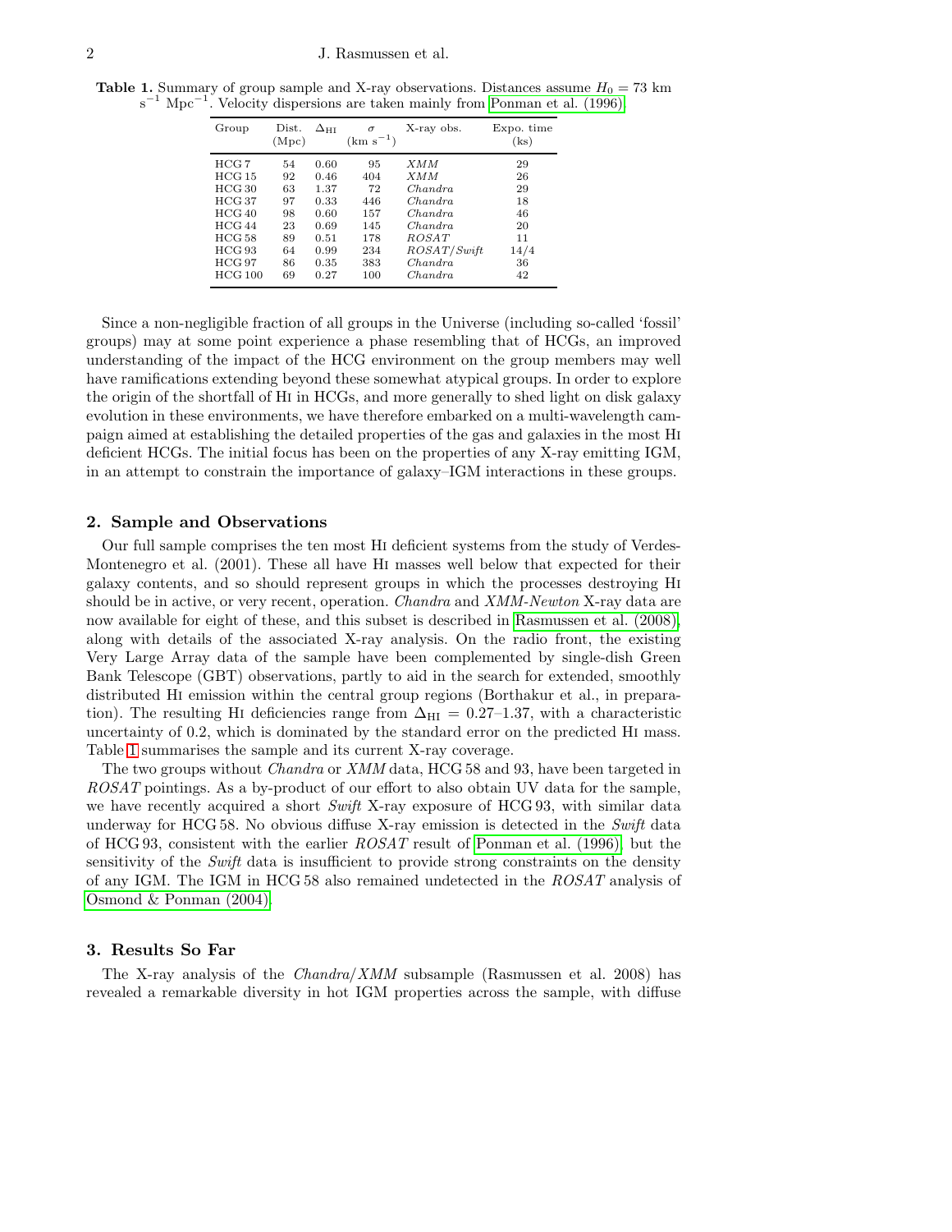**Table 1.** Summary of group sample and X-ray observations. Distances assume $H_0 = 73$ km s$^{-1}$ Mpc$^{-1}$. Velocity dispersions are taken mainly from Ponman et al. (1996).

| Group | Dist. (Mpc) | $\Delta_{\rm HI}$ | $\sigma$ (km s$^{-1}$) | X-ray obs. | Expo. time (ks) |
|---|---|---|---|---|---|
| HCG 7 | 54 | 0.60 | 95 | *XMM* | 29 |
| HCG 15 | 92 | 0.46 | 404 | *XMM* | 26 |
| HCG 30 | 63 | 1.37 | 72 | *Chandra* | 29 |
| HCG 37 | 97 | 0.33 | 446 | *Chandra* | 18 |
| HCG 40 | 98 | 0.60 | 157 | *Chandra* | 46 |
| HCG 44 | 23 | 0.69 | 145 | *Chandra* | 20 |
| HCG 58 | 89 | 0.51 | 178 | *ROSAT* | 11 |
| HCG 93 | 64 | 0.99 | 234 | *ROSAT*/*Swift* | 14/4 |
| HCG 97 | 86 | 0.35 | 383 | *Chandra* | 36 |
| HCG 100 | 69 | 0.27 | 100 | *Chandra* | 42 |

Since a non-negligible fraction of all groups in the Universe (including so-called 'fossil' groups) may at some point experience a phase resembling that of HCGs, an improved understanding of the impact of the HCG environment on the group members may well have ramifications extending beyond these somewhat atypical groups. In order to explore the origin of the shortfall of HI in HCGs, and more generally to shed light on disk galaxy evolution in these environments, we have therefore embarked on a multi-wavelength campaign aimed at establishing the detailed properties of the gas and galaxies in the most HI deficient HCGs. The initial focus has been on the properties of any X-ray emitting IGM, in an attempt to constrain the importance of galaxy–IGM interactions in these groups.

## 2. Sample and Observations

Our full sample comprises the ten most HI deficient systems from the study of Verdes-Montenegro et al. (2001). These all have HI masses well below that expected for their galaxy contents, and so should represent groups in which the processes destroying HI should be in active, or very recent, operation. *Chandra* and *XMM-Newton* X-ray data are now available for eight of these, and this subset is described in Rasmussen et al. (2008), along with details of the associated X-ray analysis. On the radio front, the existing Very Large Array data of the sample have been complemented by single-dish Green Bank Telescope (GBT) observations, partly to aid in the search for extended, smoothly distributed HI emission within the central group regions (Borthakur et al., in preparation). The resulting HI deficiencies range from $\Delta_{\rm HI} = 0.27$–$1.37$, with a characteristic uncertainty of 0.2, which is dominated by the standard error on the predicted HI mass. Table 1 summarises the sample and its current X-ray coverage.

The two groups without *Chandra* or *XMM* data, HCG 58 and 93, have been targeted in *ROSAT* pointings. As a by-product of our effort to also obtain UV data for the sample, we have recently acquired a short *Swift* X-ray exposure of HCG 93, with similar data underway for HCG 58. No obvious diffuse X-ray emission is detected in the *Swift* data of HCG 93, consistent with the earlier *ROSAT* result of Ponman et al. (1996), but the sensitivity of the *Swift* data is insufficient to provide strong constraints on the density of any IGM. The IGM in HCG 58 also remained undetected in the *ROSAT* analysis of Osmond & Ponman (2004).

## 3. Results So Far

The X-ray analysis of the *Chandra*/*XMM* subsample (Rasmussen et al. 2008) has revealed a remarkable diversity in hot IGM properties across the sample, with diffuse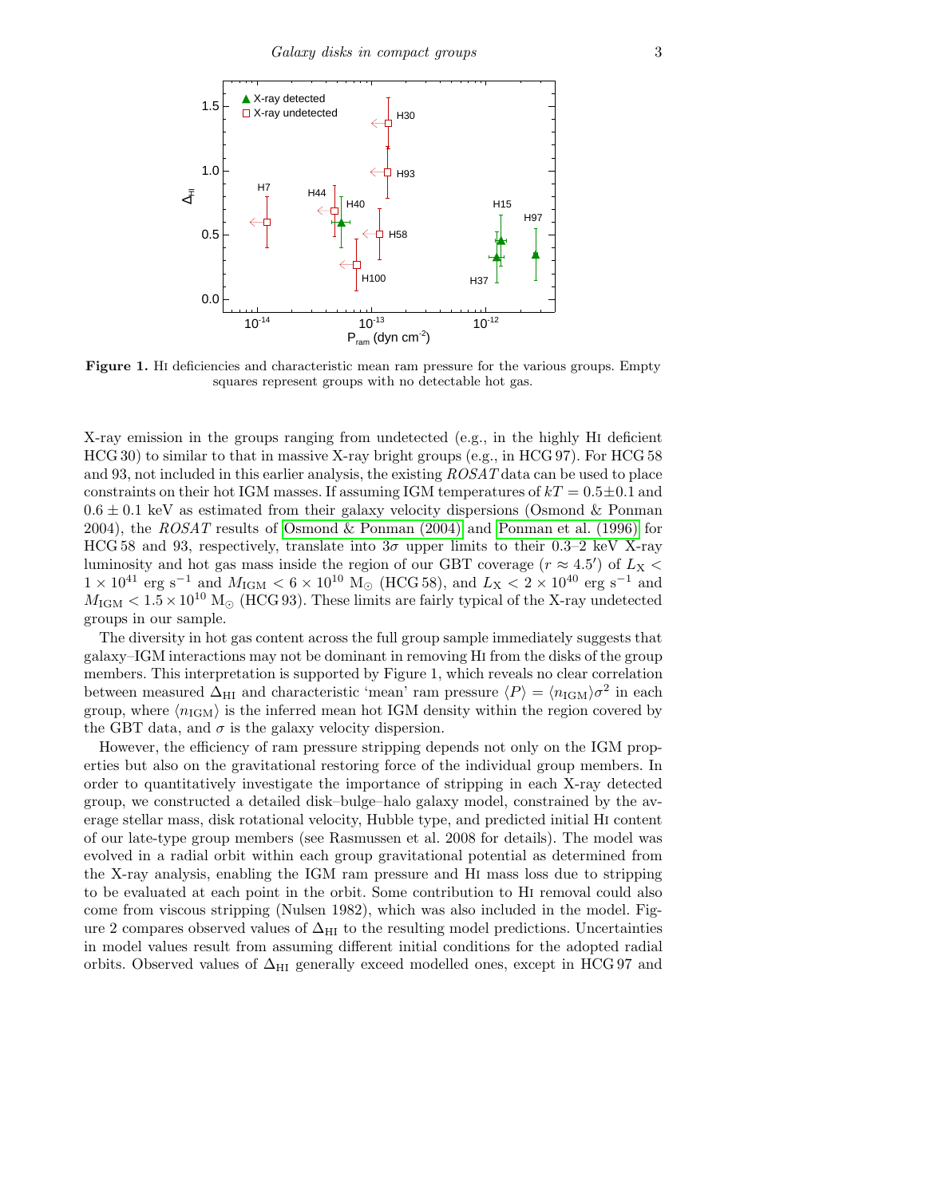**Figure 1.** HI deficiencies and characteristic mean ram pressure for the various groups. Empty squares represent groups with no detectable hot gas.

X-ray emission in the groups ranging from undetected (e.g., in the highly HI deficient HCG 30) to similar to that in massive X-ray bright groups (e.g., in HCG 97). For HCG 58 and 93, not included in this earlier analysis, the existing *ROSAT* data can be used to place constraints on their hot IGM masses. If assuming IGM temperatures of $kT = 0.5 \pm 0.1$ and $0.6 \pm 0.1$ keV as estimated from their galaxy velocity dispersions (Osmond & Ponman 2004), the *ROSAT* results of Osmond & Ponman (2004) and Ponman et al. (1996) for HCG 58 and 93, respectively, translate into $3\sigma$ upper limits to their 0.3–2 keV X-ray luminosity and hot gas mass inside the region of our GBT coverage ($r \approx 4.5'$) of $L_X < 1 \times 10^{41}$ erg s$^{-1}$ and $M_{\rm IGM} < 6 \times 10^{10}$ M$_\odot$ (HCG 58), and $L_X < 2 \times 10^{40}$ erg s$^{-1}$ and $M_{\rm IGM} < 1.5 \times 10^{10}$ M$_\odot$ (HCG 93). These limits are fairly typical of the X-ray undetected groups in our sample.

The diversity in hot gas content across the full group sample immediately suggests that galaxy–IGM interactions may not be dominant in removing HI from the disks of the group members. This interpretation is supported by Figure 1, which reveals no clear correlation between measured $\Delta_{\rm HI}$ and characteristic 'mean' ram pressure $\langle P \rangle = \langle n_{\rm IGM} \rangle \sigma^2$ in each group, where $\langle n_{\rm IGM} \rangle$ is the inferred mean hot IGM density within the region covered by the GBT data, and $\sigma$ is the galaxy velocity dispersion.

However, the efficiency of ram pressure stripping depends not only on the IGM properties but also on the gravitational restoring force of the individual group members. In order to quantitatively investigate the importance of stripping in each X-ray detected group, we constructed a detailed disk–bulge–halo galaxy model, constrained by the average stellar mass, disk rotational velocity, Hubble type, and predicted initial HI content of our late-type group members (see Rasmussen et al. 2008 for details). The model was evolved in a radial orbit within each group gravitational potential as determined from the X-ray analysis, enabling the IGM ram pressure and HI mass loss due to stripping to be evaluated at each point in the orbit. Some contribution to HI removal could also come from viscous stripping (Nulsen 1982), which was also included in the model. Figure 2 compares observed values of $\Delta_{\rm HI}$ to the resulting model predictions. Uncertainties in model values result from assuming different initial conditions for the adopted radial orbits. Observed values of $\Delta_{\rm HI}$ generally exceed modelled ones, except in HCG 97 and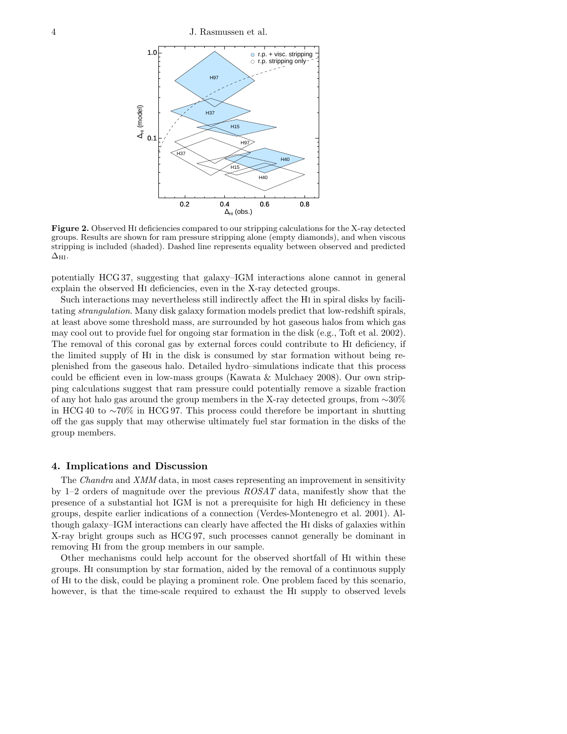**Figure 2.** Observed HI deficiencies compared to our stripping calculations for the X-ray detected groups. Results are shown for ram pressure stripping alone (empty diamonds), and when viscous stripping is included (shaded). Dashed line represents equality between observed and predicted $\Delta_{\rm HI}$.

potentially HCG 37, suggesting that galaxy–IGM interactions alone cannot in general explain the observed HI deficiencies, even in the X-ray detected groups.

Such interactions may nevertheless still indirectly affect the HI in spiral disks by facilitating *strangulation*. Many disk galaxy formation models predict that low-redshift spirals, at least above some threshold mass, are surrounded by hot gaseous halos from which gas may cool out to provide fuel for ongoing star formation in the disk (e.g., Toft et al. 2002). The removal of this coronal gas by external forces could contribute to HI deficiency, if the limited supply of HI in the disk is consumed by star formation without being replenished from the gaseous halo. Detailed hydro–simulations indicate that this process could be efficient even in low-mass groups (Kawata & Mulchaey 2008). Our own stripping calculations suggest that ram pressure could potentially remove a sizable fraction of any hot halo gas around the group members in the X-ray detected groups, from $\sim$30% in HCG 40 to $\sim$70% in HCG 97. This process could therefore be important in shutting off the gas supply that may otherwise ultimately fuel star formation in the disks of the group members.

## 4. Implications and Discussion

The *Chandra* and *XMM* data, in most cases representing an improvement in sensitivity by 1–2 orders of magnitude over the previous *ROSAT* data, manifestly show that the presence of a substantial hot IGM is not a prerequisite for high HI deficiency in these groups, despite earlier indications of a connection (Verdes-Montenegro et al. 2001). Although galaxy–IGM interactions can clearly have affected the HI disks of galaxies within X-ray bright groups such as HCG 97, such processes cannot generally be dominant in removing HI from the group members in our sample.

Other mechanisms could help account for the observed shortfall of HI within these groups. HI consumption by star formation, aided by the removal of a continuous supply of HI to the disk, could be playing a prominent role. One problem faced by this scenario, however, is that the time-scale required to exhaust the HI supply to observed levels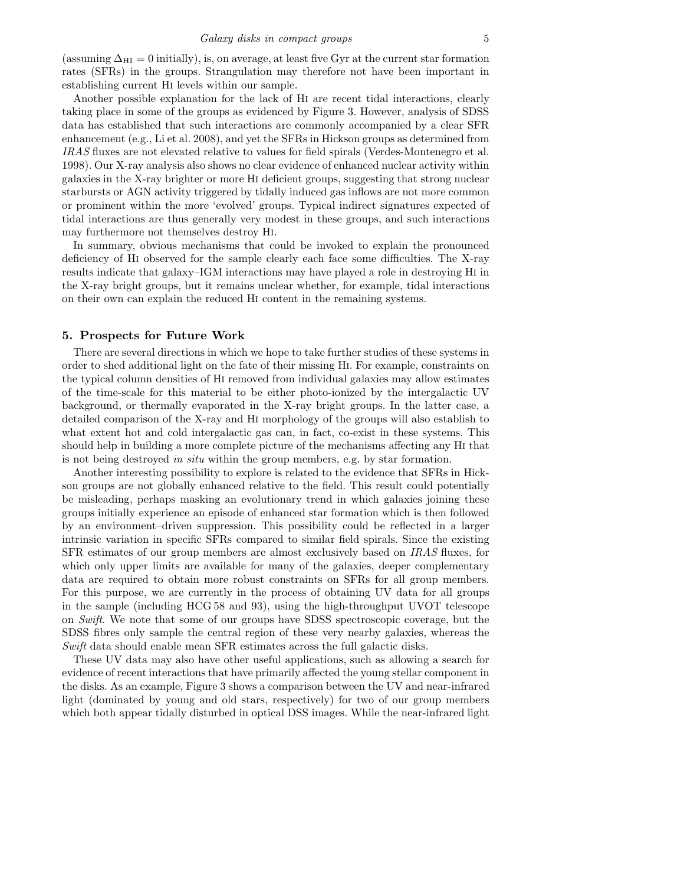(assuming $\Delta_{\rm HI} = 0$ initially), is, on average, at least five Gyr at the current star formation rates (SFRs) in the groups. Strangulation may therefore not have been important in establishing current HI levels within our sample.

Another possible explanation for the lack of HI are recent tidal interactions, clearly taking place in some of the groups as evidenced by Figure 3. However, analysis of SDSS data has established that such interactions are commonly accompanied by a clear SFR enhancement (e.g., Li et al. 2008), and yet the SFRs in Hickson groups as determined from *IRAS* fluxes are not elevated relative to values for field spirals (Verdes-Montenegro et al. 1998). Our X-ray analysis also shows no clear evidence of enhanced nuclear activity within galaxies in the X-ray brighter or more HI deficient groups, suggesting that strong nuclear starbursts or AGN activity triggered by tidally induced gas inflows are not more common or prominent within the more 'evolved' groups. Typical indirect signatures expected of tidal interactions are thus generally very modest in these groups, and such interactions may furthermore not themselves destroy HI.

In summary, obvious mechanisms that could be invoked to explain the pronounced deficiency of HI observed for the sample clearly each face some difficulties. The X-ray results indicate that galaxy–IGM interactions may have played a role in destroying HI in the X-ray bright groups, but it remains unclear whether, for example, tidal interactions on their own can explain the reduced HI content in the remaining systems.

## 5. Prospects for Future Work

There are several directions in which we hope to take further studies of these systems in order to shed additional light on the fate of their missing HI. For example, constraints on the typical column densities of HI removed from individual galaxies may allow estimates of the time-scale for this material to be either photo-ionized by the intergalactic UV background, or thermally evaporated in the X-ray bright groups. In the latter case, a detailed comparison of the X-ray and HI morphology of the groups will also establish to what extent hot and cold intergalactic gas can, in fact, co-exist in these systems. This should help in building a more complete picture of the mechanisms affecting any HI that is not being destroyed *in situ* within the group members, e.g. by star formation.

Another interesting possibility to explore is related to the evidence that SFRs in Hickson groups are not globally enhanced relative to the field. This result could potentially be misleading, perhaps masking an evolutionary trend in which galaxies joining these groups initially experience an episode of enhanced star formation which is then followed by an environment–driven suppression. This possibility could be reflected in a larger intrinsic variation in specific SFRs compared to similar field spirals. Since the existing SFR estimates of our group members are almost exclusively based on *IRAS* fluxes, for which only upper limits are available for many of the galaxies, deeper complementary data are required to obtain more robust constraints on SFRs for all group members. For this purpose, we are currently in the process of obtaining UV data for all groups in the sample (including HCG 58 and 93), using the high-throughput UVOT telescope on *Swift*. We note that some of our groups have SDSS spectroscopic coverage, but the SDSS fibres only sample the central region of these very nearby galaxies, whereas the *Swift* data should enable mean SFR estimates across the full galactic disks.

These UV data may also have other useful applications, such as allowing a search for evidence of recent interactions that have primarily affected the young stellar component in the disks. As an example, Figure 3 shows a comparison between the UV and near-infrared light (dominated by young and old stars, respectively) for two of our group members which both appear tidally disturbed in optical DSS images. While the near-infrared light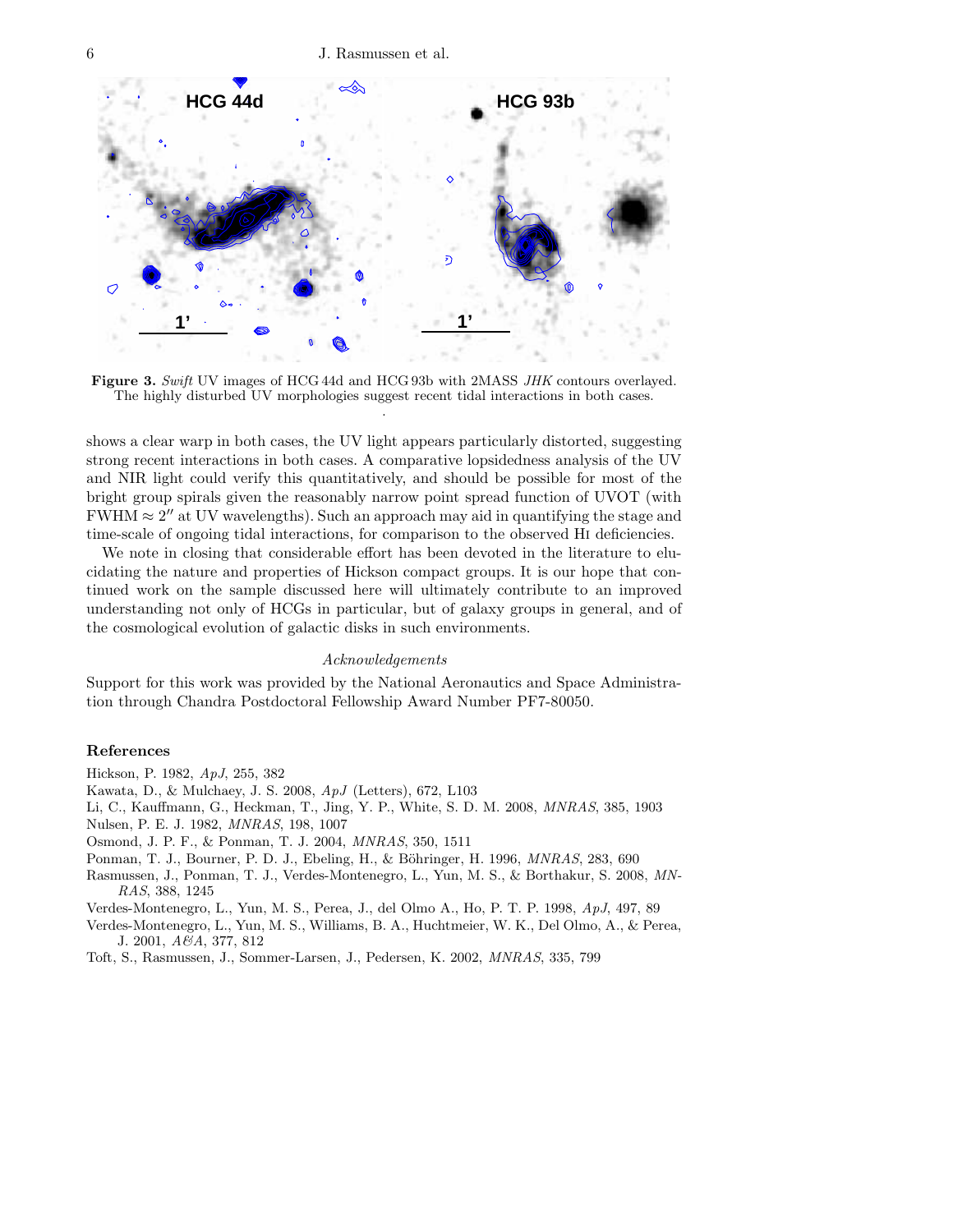HCG 44d

HCG 93b

1'

1'

**Figure 3.** *Swift* UV images of HCG 44d and HCG 93b with 2MASS *JHK* contours overlayed. The highly disturbed UV morphologies suggest recent tidal interactions in both cases.

shows a clear warp in both cases, the UV light appears particularly distorted, suggesting strong recent interactions in both cases. A comparative lopsidedness analysis of the UV and NIR light could verify this quantitatively, and should be possible for most of the bright group spirals given the reasonably narrow point spread function of UVOT (with FWHM $\approx 2''$ at UV wavelengths). Such an approach may aid in quantifying the stage and time-scale of ongoing tidal interactions, for comparison to the observed HI deficiencies.

We note in closing that considerable effort has been devoted in the literature to elucidating the nature and properties of Hickson compact groups. It is our hope that continued work on the sample discussed here will ultimately contribute to an improved understanding not only of HCGs in particular, but of galaxy groups in general, and of the cosmological evolution of galactic disks in such environments.

*Acknowledgements*

Support for this work was provided by the National Aeronautics and Space Administration through Chandra Postdoctoral Fellowship Award Number PF7-80050.

## References

Hickson, P. 1982, *ApJ*, 255, 382

Kawata, D., & Mulchaey, J. S. 2008, *ApJ* (Letters), 672, L103

Li, C., Kauffmann, G., Heckman, T., Jing, Y. P., White, S. D. M. 2008, *MNRAS*, 385, 1903

Nulsen, P. E. J. 1982, *MNRAS*, 198, 1007

Osmond, J. P. F., & Ponman, T. J. 2004, *MNRAS*, 350, 1511

Ponman, T. J., Bourner, P. D. J., Ebeling, H., & Böhringer, H. 1996, *MNRAS*, 283, 690

Rasmussen, J., Ponman, T. J., Verdes-Montenegro, L., Yun, M. S., & Borthakur, S. 2008, *MNRAS*, 388, 1245

Verdes-Montenegro, L., Yun, M. S., Perea, J., del Olmo A., Ho, P. T. P. 1998, *ApJ*, 497, 89

Verdes-Montenegro, L., Yun, M. S., Williams, B. A., Huchtmeier, W. K., Del Olmo, A., & Perea, J. 2001, *A&A*, 377, 812

Toft, S., Rasmussen, J., Sommer-Larsen, J., Pedersen, K. 2002, *MNRAS*, 335, 799